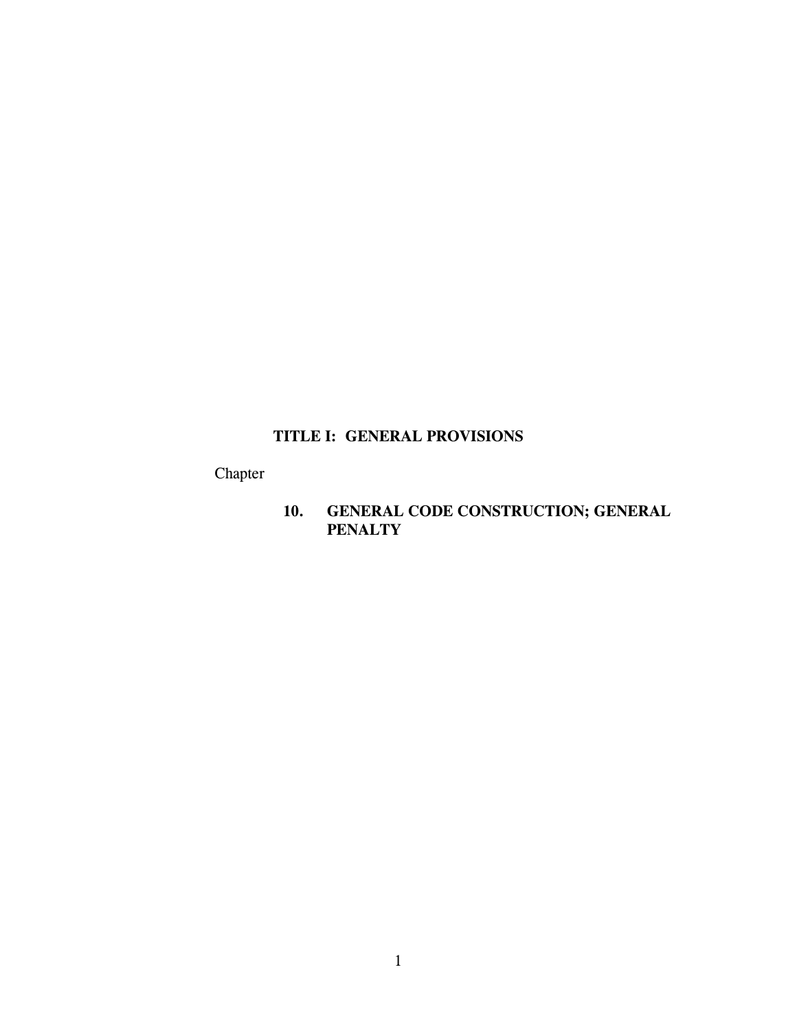# TITLE I: GENERAL PROVISIONS

Chapter

**10. GENERAL CODE CONSTRUCTION; GENERAL PENALTY**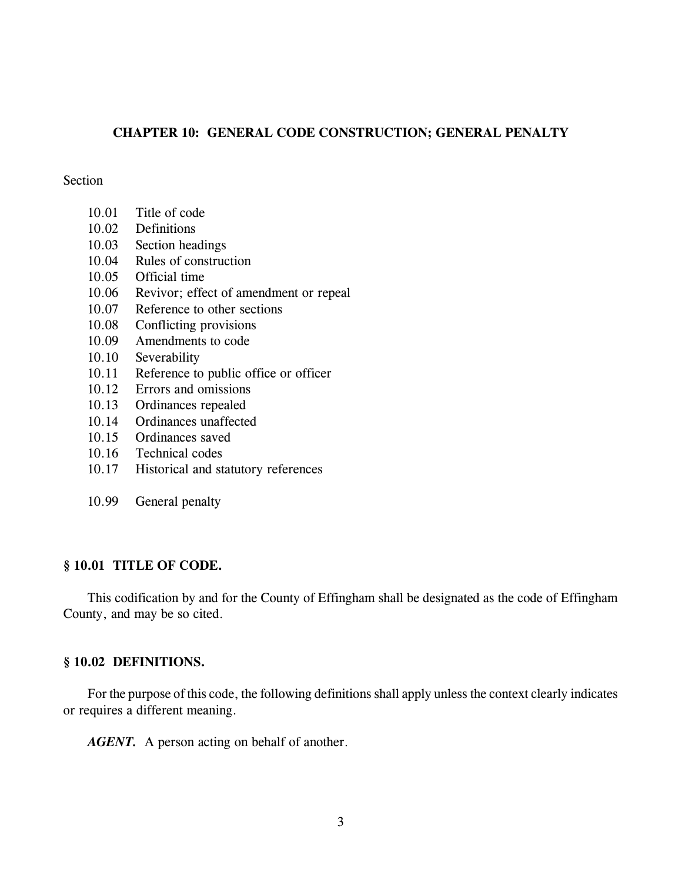## CHAPTER 10: GENERAL CODE CONSTRUCTION; GENERAL PENALTY

Section

10.01 Title of code
10.02 Definitions
10.03 Section headings
10.04 Rules of construction
10.05 Official time
10.06 Revivor; effect of amendment or repeal
10.07 Reference to other sections
10.08 Conflicting provisions
10.09 Amendments to code
10.10 Severability
10.11 Reference to public office or officer
10.12 Errors and omissions
10.13 Ordinances repealed
10.14 Ordinances unaffected
10.15 Ordinances saved
10.16 Technical codes
10.17 Historical and statutory references

10.99 General penalty

### § 10.01 TITLE OF CODE.

This codification by and for the County of Effingham shall be designated as the code of Effingham County, and may be so cited.

### § 10.02 DEFINITIONS.

For the purpose of this code, the following definitions shall apply unless the context clearly indicates or requires a different meaning.

***AGENT.*** A person acting on behalf of another.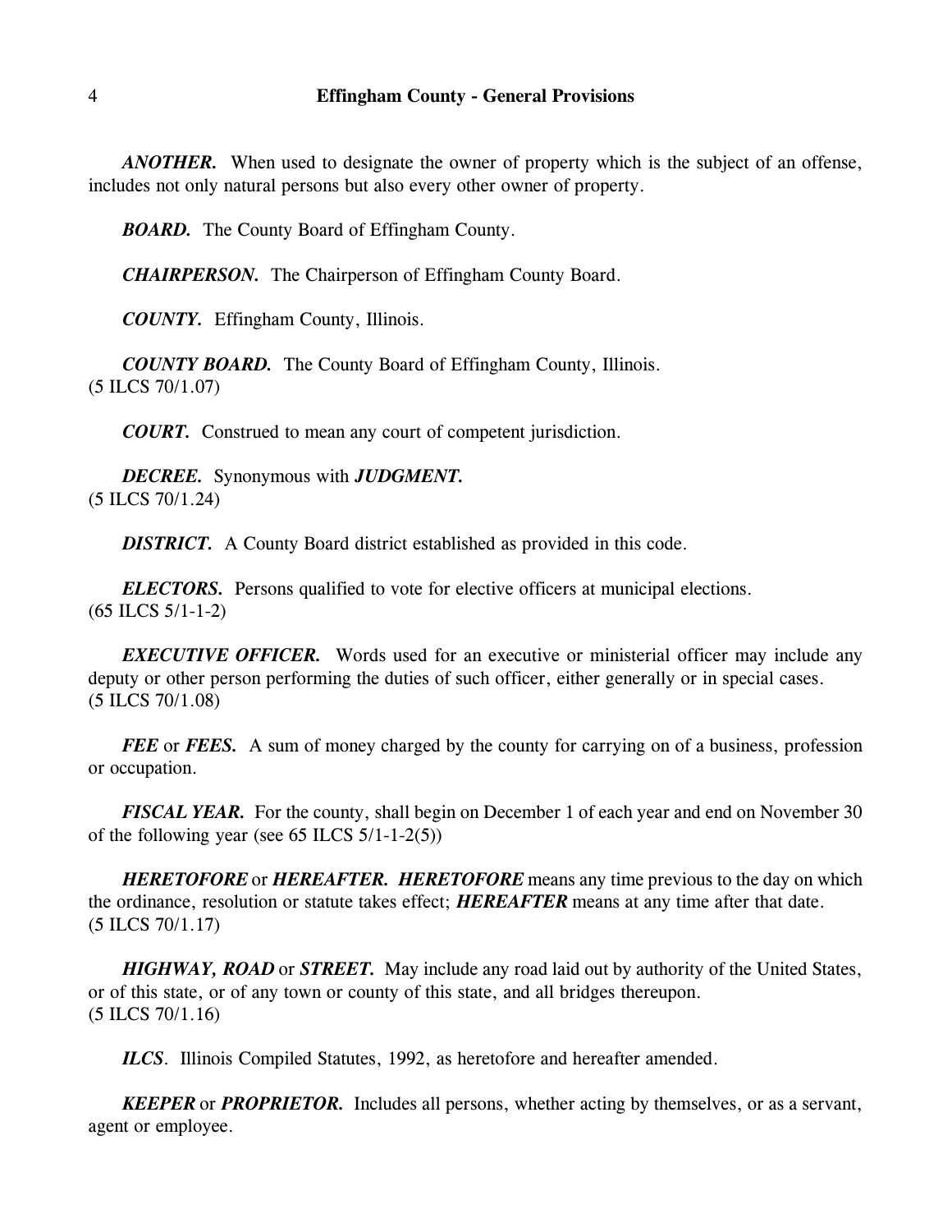***ANOTHER.*** When used to designate the owner of property which is the subject of an offense, includes not only natural persons but also every other owner of property.

***BOARD.*** The County Board of Effingham County.

***CHAIRPERSON.*** The Chairperson of Effingham County Board.

***COUNTY.*** Effingham County, Illinois.

***COUNTY BOARD.*** The County Board of Effingham County, Illinois.
(5 ILCS 70/1.07)

***COURT.*** Construed to mean any court of competent jurisdiction.

***DECREE.*** Synonymous with ***JUDGMENT.***
(5 ILCS 70/1.24)

***DISTRICT.*** A County Board district established as provided in this code.

***ELECTORS.*** Persons qualified to vote for elective officers at municipal elections.
(65 ILCS 5/1-1-2)

***EXECUTIVE OFFICER.*** Words used for an executive or ministerial officer may include any deputy or other person performing the duties of such officer, either generally or in special cases.
(5 ILCS 70/1.08)

***FEE*** or ***FEES.*** A sum of money charged by the county for carrying on of a business, profession or occupation.

***FISCAL YEAR.*** For the county, shall begin on December 1 of each year and end on November 30 of the following year (see 65 ILCS 5/1-1-2(5))

***HERETOFORE*** or ***HEREAFTER.*** ***HERETOFORE*** means any time previous to the day on which the ordinance, resolution or statute takes effect; ***HEREAFTER*** means at any time after that date.
(5 ILCS 70/1.17)

***HIGHWAY, ROAD*** or ***STREET.*** May include any road laid out by authority of the United States, or of this state, or of any town or county of this state, and all bridges thereupon.
(5 ILCS 70/1.16)

***ILCS***. Illinois Compiled Statutes, 1992, as heretofore and hereafter amended.

***KEEPER*** or ***PROPRIETOR.*** Includes all persons, whether acting by themselves, or as a servant, agent or employee.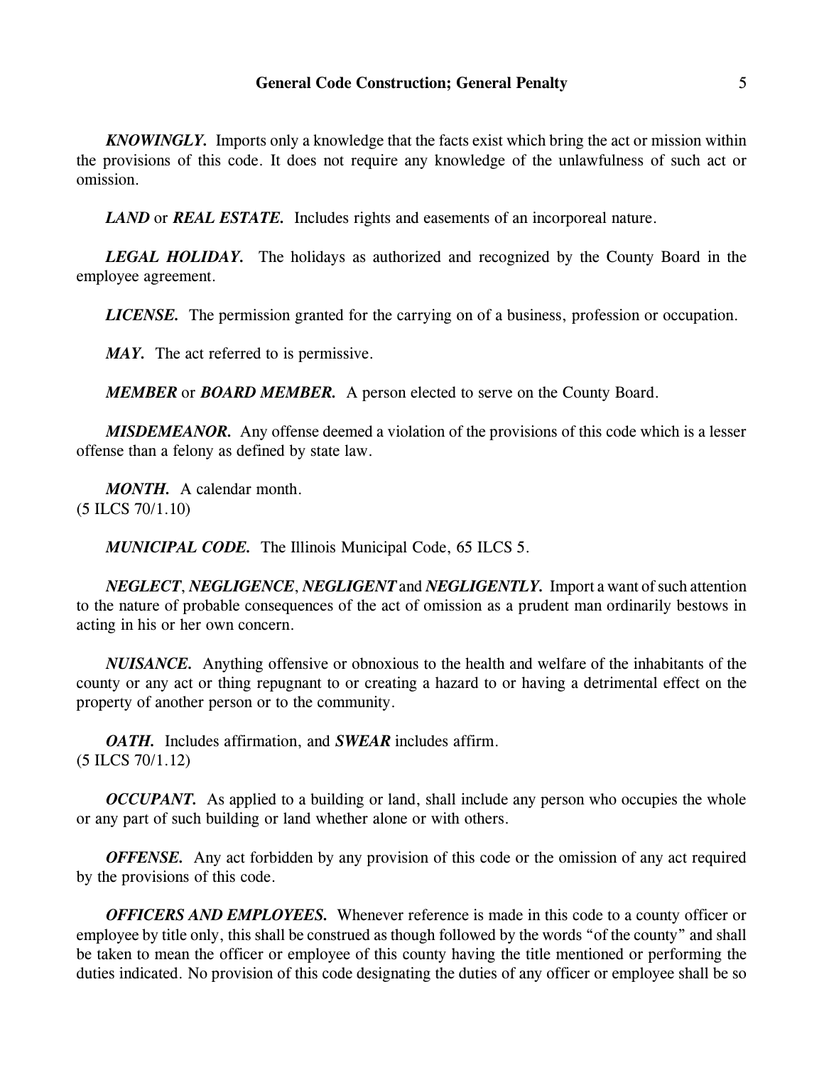***KNOWINGLY.*** Imports only a knowledge that the facts exist which bring the act or mission within the provisions of this code. It does not require any knowledge of the unlawfulness of such act or omission.

***LAND*** or ***REAL ESTATE.*** Includes rights and easements of an incorporeal nature.

***LEGAL HOLIDAY.*** The holidays as authorized and recognized by the County Board in the employee agreement.

***LICENSE.*** The permission granted for the carrying on of a business, profession or occupation.

***MAY.*** The act referred to is permissive.

***MEMBER*** or ***BOARD MEMBER.*** A person elected to serve on the County Board.

***MISDEMEANOR.*** Any offense deemed a violation of the provisions of this code which is a lesser offense than a felony as defined by state law.

***MONTH.*** A calendar month.
(5 ILCS 70/1.10)

***MUNICIPAL CODE.*** The Illinois Municipal Code, 65 ILCS 5.

***NEGLECT***, ***NEGLIGENCE***, ***NEGLIGENT*** and ***NEGLIGENTLY.*** Import a want of such attention to the nature of probable consequences of the act of omission as a prudent man ordinarily bestows in acting in his or her own concern.

***NUISANCE.*** Anything offensive or obnoxious to the health and welfare of the inhabitants of the county or any act or thing repugnant to or creating a hazard to or having a detrimental effect on the property of another person or to the community.

***OATH.*** Includes affirmation, and ***SWEAR*** includes affirm.
(5 ILCS 70/1.12)

***OCCUPANT.*** As applied to a building or land, shall include any person who occupies the whole or any part of such building or land whether alone or with others.

***OFFENSE.*** Any act forbidden by any provision of this code or the omission of any act required by the provisions of this code.

***OFFICERS AND EMPLOYEES.*** Whenever reference is made in this code to a county officer or employee by title only, this shall be construed as though followed by the words "of the county" and shall be taken to mean the officer or employee of this county having the title mentioned or performing the duties indicated. No provision of this code designating the duties of any officer or employee shall be so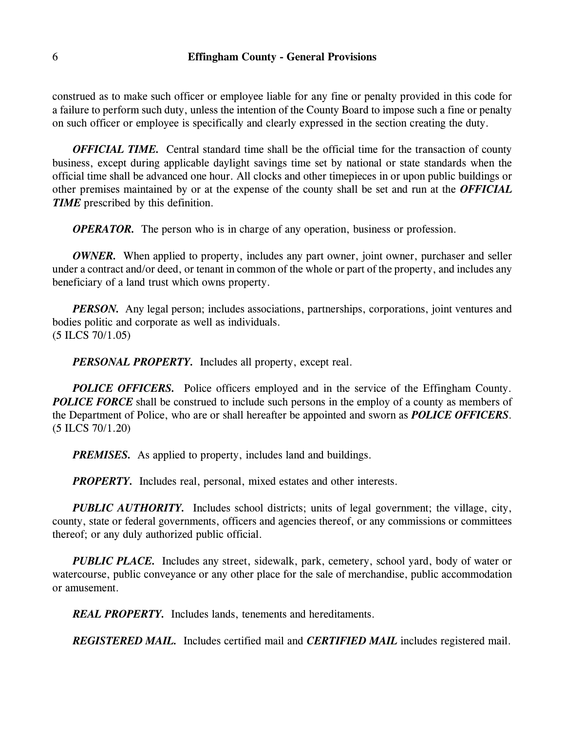construed as to make such officer or employee liable for any fine or penalty provided in this code for a failure to perform such duty, unless the intention of the County Board to impose such a fine or penalty on such officer or employee is specifically and clearly expressed in the section creating the duty.

***OFFICIAL TIME.*** Central standard time shall be the official time for the transaction of county business, except during applicable daylight savings time set by national or state standards when the official time shall be advanced one hour. All clocks and other timepieces in or upon public buildings or other premises maintained by or at the expense of the county shall be set and run at the ***OFFICIAL TIME*** prescribed by this definition.

***OPERATOR.*** The person who is in charge of any operation, business or profession.

***OWNER.*** When applied to property, includes any part owner, joint owner, purchaser and seller under a contract and/or deed, or tenant in common of the whole or part of the property, and includes any beneficiary of a land trust which owns property.

***PERSON.*** Any legal person; includes associations, partnerships, corporations, joint ventures and bodies politic and corporate as well as individuals.
(5 ILCS 70/1.05)

***PERSONAL PROPERTY.*** Includes all property, except real.

***POLICE OFFICERS.*** Police officers employed and in the service of the Effingham County. ***POLICE FORCE*** shall be construed to include such persons in the employ of a county as members of the Department of Police, who are or shall hereafter be appointed and sworn as ***POLICE OFFICERS***.
(5 ILCS 70/1.20)

***PREMISES.*** As applied to property, includes land and buildings.

***PROPERTY.*** Includes real, personal, mixed estates and other interests.

***PUBLIC AUTHORITY.*** Includes school districts; units of legal government; the village, city, county, state or federal governments, officers and agencies thereof, or any commissions or committees thereof; or any duly authorized public official.

***PUBLIC PLACE.*** Includes any street, sidewalk, park, cemetery, school yard, body of water or watercourse, public conveyance or any other place for the sale of merchandise, public accommodation or amusement.

***REAL PROPERTY.*** Includes lands, tenements and hereditaments.

***REGISTERED MAIL.*** Includes certified mail and ***CERTIFIED MAIL*** includes registered mail.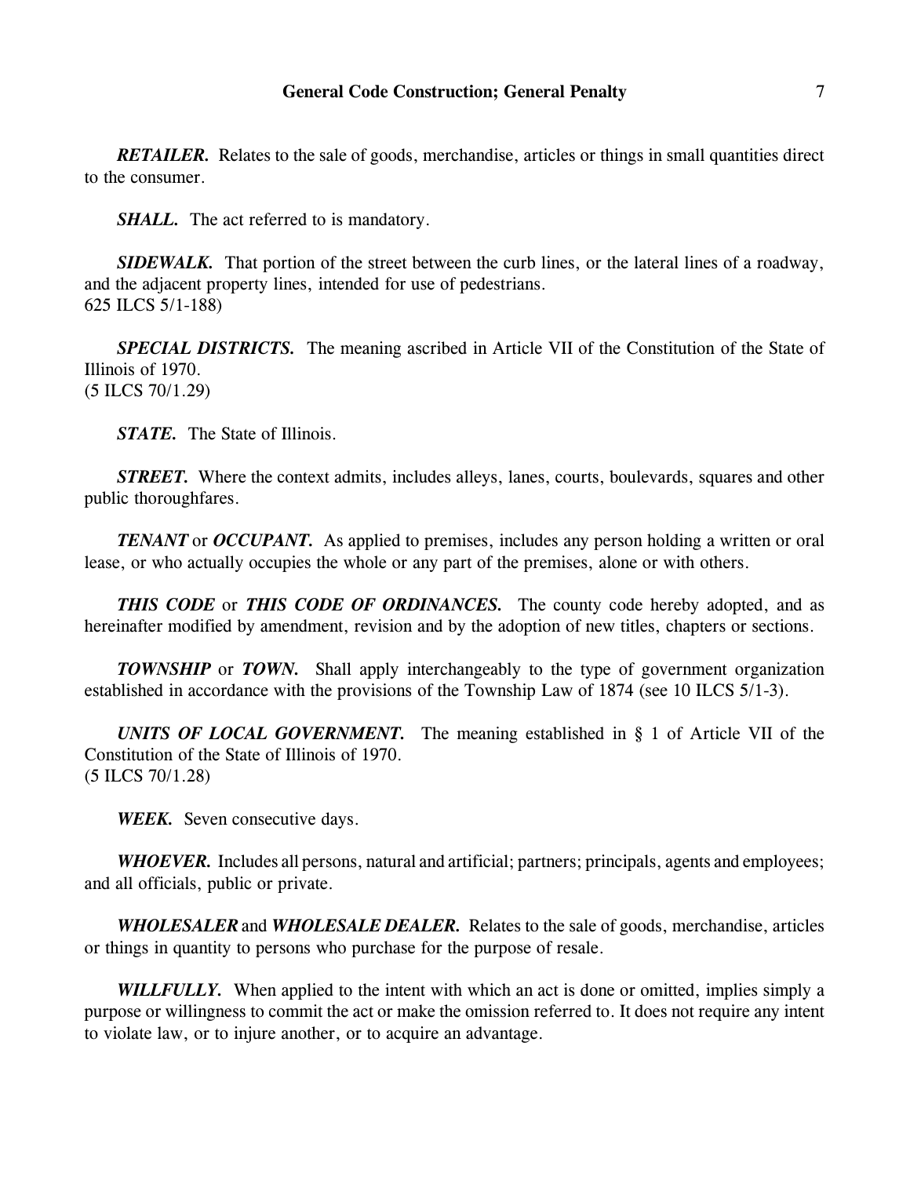***RETAILER.*** Relates to the sale of goods, merchandise, articles or things in small quantities direct to the consumer.

***SHALL.*** The act referred to is mandatory.

***SIDEWALK.*** That portion of the street between the curb lines, or the lateral lines of a roadway, and the adjacent property lines, intended for use of pedestrians.
625 ILCS 5/1-188)

***SPECIAL DISTRICTS.*** The meaning ascribed in Article VII of the Constitution of the State of Illinois of 1970.
(5 ILCS 70/1.29)

***STATE.*** The State of Illinois.

***STREET.*** Where the context admits, includes alleys, lanes, courts, boulevards, squares and other public thoroughfares.

***TENANT*** or ***OCCUPANT.*** As applied to premises, includes any person holding a written or oral lease, or who actually occupies the whole or any part of the premises, alone or with others.

***THIS CODE*** or ***THIS CODE OF ORDINANCES.*** The county code hereby adopted, and as hereinafter modified by amendment, revision and by the adoption of new titles, chapters or sections.

***TOWNSHIP*** or ***TOWN.*** Shall apply interchangeably to the type of government organization established in accordance with the provisions of the Township Law of 1874 (see 10 ILCS 5/1-3).

***UNITS OF LOCAL GOVERNMENT.*** The meaning established in § 1 of Article VII of the Constitution of the State of Illinois of 1970.
(5 ILCS 70/1.28)

***WEEK.*** Seven consecutive days.

***WHOEVER.*** Includes all persons, natural and artificial; partners; principals, agents and employees; and all officials, public or private.

***WHOLESALER*** and ***WHOLESALE DEALER.*** Relates to the sale of goods, merchandise, articles or things in quantity to persons who purchase for the purpose of resale.

***WILLFULLY.*** When applied to the intent with which an act is done or omitted, implies simply a purpose or willingness to commit the act or make the omission referred to. It does not require any intent to violate law, or to injure another, or to acquire an advantage.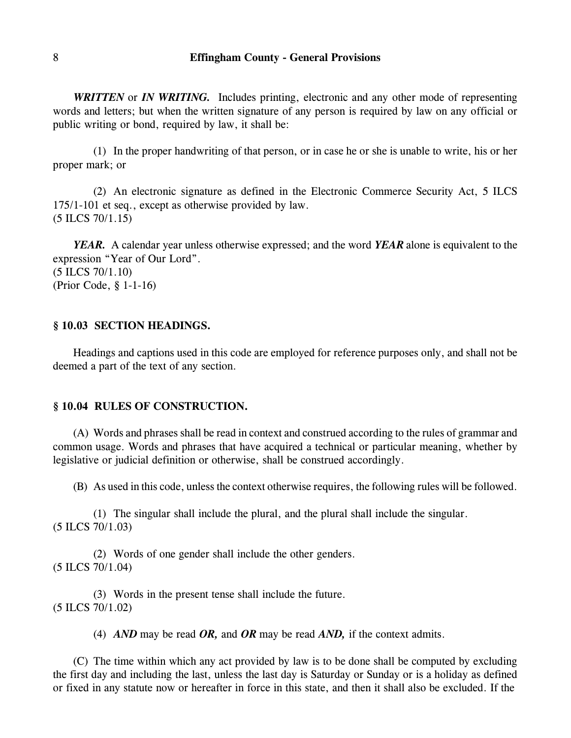***WRITTEN*** or ***IN WRITING.*** Includes printing, electronic and any other mode of representing words and letters; but when the written signature of any person is required by law on any official or public writing or bond, required by law, it shall be:

(1) In the proper handwriting of that person, or in case he or she is unable to write, his or her proper mark; or

(2) An electronic signature as defined in the Electronic Commerce Security Act, 5 ILCS 175/1-101 et seq., except as otherwise provided by law.
(5 ILCS 70/1.15)

***YEAR.*** A calendar year unless otherwise expressed; and the word ***YEAR*** alone is equivalent to the expression "Year of Our Lord".
(5 ILCS 70/1.10)
(Prior Code, § 1-1-16)

### § 10.03 SECTION HEADINGS.

Headings and captions used in this code are employed for reference purposes only, and shall not be deemed a part of the text of any section.

### § 10.04 RULES OF CONSTRUCTION.

(A) Words and phrases shall be read in context and construed according to the rules of grammar and common usage. Words and phrases that have acquired a technical or particular meaning, whether by legislative or judicial definition or otherwise, shall be construed accordingly.

(B) As used in this code, unless the context otherwise requires, the following rules will be followed.

(1) The singular shall include the plural, and the plural shall include the singular.
(5 ILCS 70/1.03)

(2) Words of one gender shall include the other genders.
(5 ILCS 70/1.04)

(3) Words in the present tense shall include the future.
(5 ILCS 70/1.02)

(4) ***AND*** may be read ***OR,*** and ***OR*** may be read ***AND,*** if the context admits.

(C) The time within which any act provided by law is to be done shall be computed by excluding the first day and including the last, unless the last day is Saturday or Sunday or is a holiday as defined or fixed in any statute now or hereafter in force in this state, and then it shall also be excluded. If the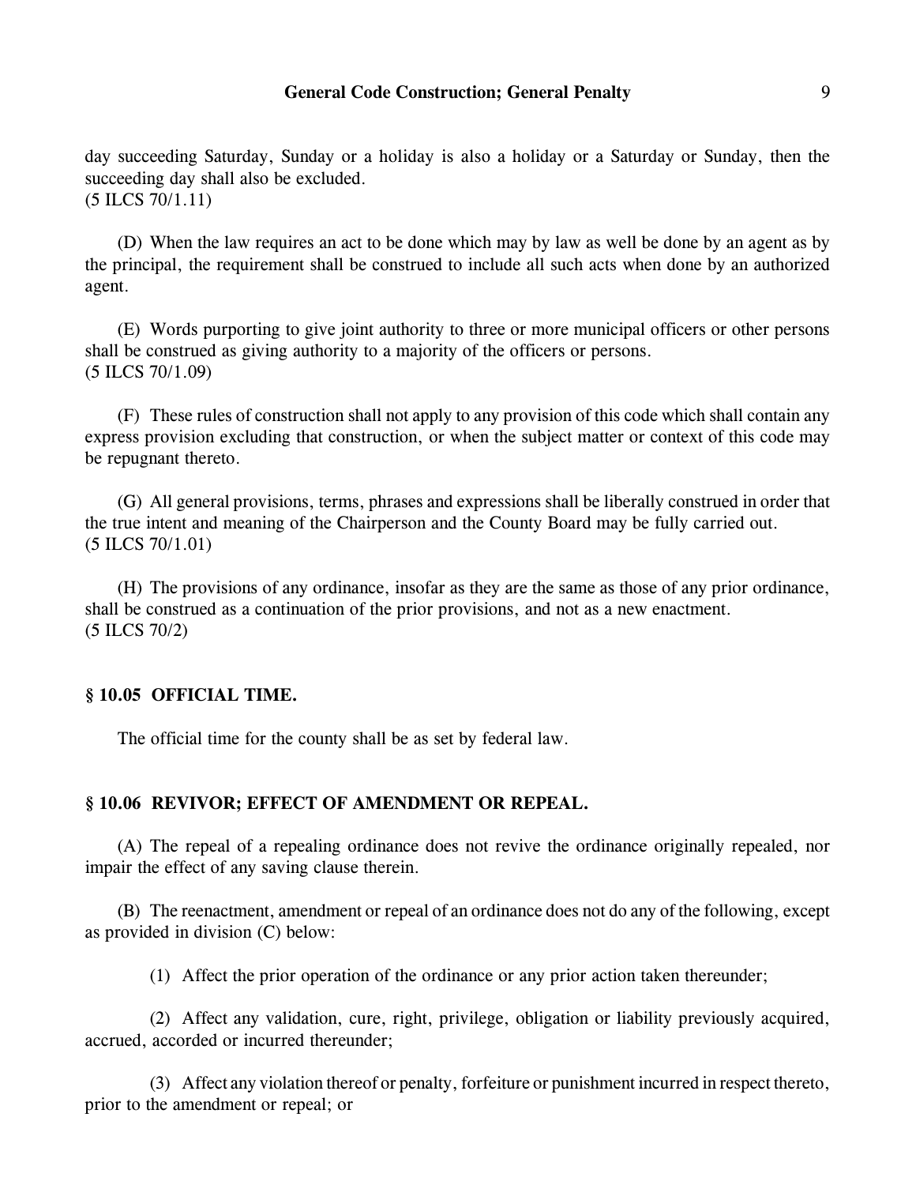day succeeding Saturday, Sunday or a holiday is also a holiday or a Saturday or Sunday, then the succeeding day shall also be excluded.
(5 ILCS 70/1.11)

(D) When the law requires an act to be done which may by law as well be done by an agent as by the principal, the requirement shall be construed to include all such acts when done by an authorized agent.

(E) Words purporting to give joint authority to three or more municipal officers or other persons shall be construed as giving authority to a majority of the officers or persons.
(5 ILCS 70/1.09)

(F) These rules of construction shall not apply to any provision of this code which shall contain any express provision excluding that construction, or when the subject matter or context of this code may be repugnant thereto.

(G) All general provisions, terms, phrases and expressions shall be liberally construed in order that the true intent and meaning of the Chairperson and the County Board may be fully carried out.
(5 ILCS 70/1.01)

(H) The provisions of any ordinance, insofar as they are the same as those of any prior ordinance, shall be construed as a continuation of the prior provisions, and not as a new enactment.
(5 ILCS 70/2)

### § 10.05 OFFICIAL TIME.

The official time for the county shall be as set by federal law.

### § 10.06 REVIVOR; EFFECT OF AMENDMENT OR REPEAL.

(A) The repeal of a repealing ordinance does not revive the ordinance originally repealed, nor impair the effect of any saving clause therein.

(B) The reenactment, amendment or repeal of an ordinance does not do any of the following, except as provided in division (C) below:

(1) Affect the prior operation of the ordinance or any prior action taken thereunder;

(2) Affect any validation, cure, right, privilege, obligation or liability previously acquired, accrued, accorded or incurred thereunder;

(3) Affect any violation thereof or penalty, forfeiture or punishment incurred in respect thereto, prior to the amendment or repeal; or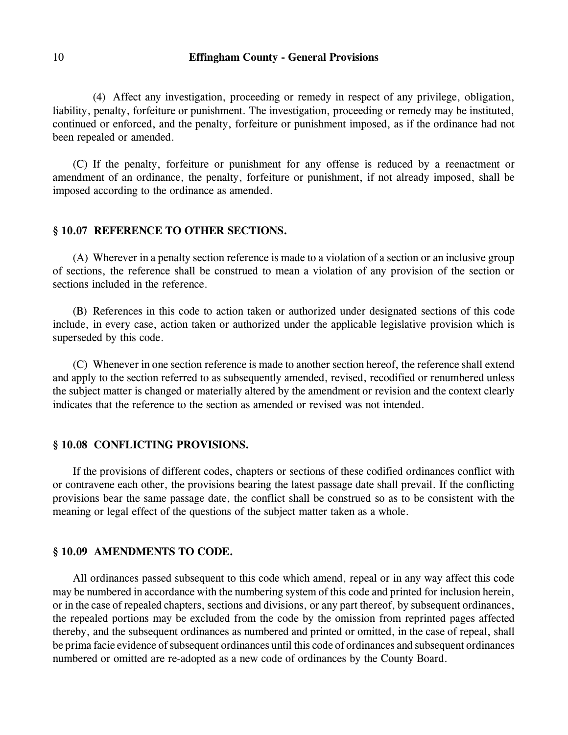(4) Affect any investigation, proceeding or remedy in respect of any privilege, obligation, liability, penalty, forfeiture or punishment. The investigation, proceeding or remedy may be instituted, continued or enforced, and the penalty, forfeiture or punishment imposed, as if the ordinance had not been repealed or amended.

(C) If the penalty, forfeiture or punishment for any offense is reduced by a reenactment or amendment of an ordinance, the penalty, forfeiture or punishment, if not already imposed, shall be imposed according to the ordinance as amended.

### § 10.07 REFERENCE TO OTHER SECTIONS.

(A) Wherever in a penalty section reference is made to a violation of a section or an inclusive group of sections, the reference shall be construed to mean a violation of any provision of the section or sections included in the reference.

(B) References in this code to action taken or authorized under designated sections of this code include, in every case, action taken or authorized under the applicable legislative provision which is superseded by this code.

(C) Whenever in one section reference is made to another section hereof, the reference shall extend and apply to the section referred to as subsequently amended, revised, recodified or renumbered unless the subject matter is changed or materially altered by the amendment or revision and the context clearly indicates that the reference to the section as amended or revised was not intended.

### § 10.08 CONFLICTING PROVISIONS.

If the provisions of different codes, chapters or sections of these codified ordinances conflict with or contravene each other, the provisions bearing the latest passage date shall prevail. If the conflicting provisions bear the same passage date, the conflict shall be construed so as to be consistent with the meaning or legal effect of the questions of the subject matter taken as a whole.

### § 10.09 AMENDMENTS TO CODE.

All ordinances passed subsequent to this code which amend, repeal or in any way affect this code may be numbered in accordance with the numbering system of this code and printed for inclusion herein, or in the case of repealed chapters, sections and divisions, or any part thereof, by subsequent ordinances, the repealed portions may be excluded from the code by the omission from reprinted pages affected thereby, and the subsequent ordinances as numbered and printed or omitted, in the case of repeal, shall be prima facie evidence of subsequent ordinances until this code of ordinances and subsequent ordinances numbered or omitted are re-adopted as a new code of ordinances by the County Board.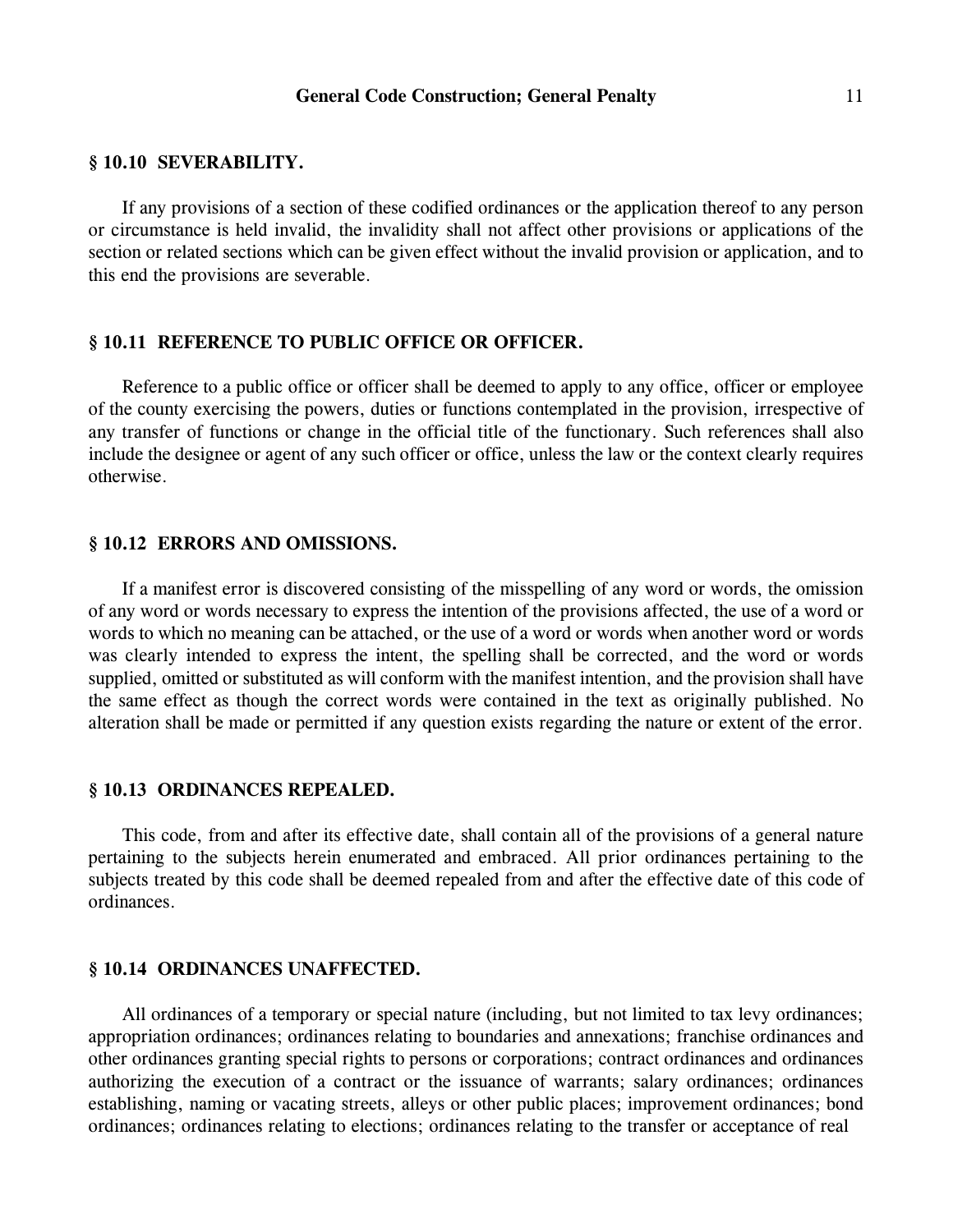### § 10.10 SEVERABILITY.

If any provisions of a section of these codified ordinances or the application thereof to any person or circumstance is held invalid, the invalidity shall not affect other provisions or applications of the section or related sections which can be given effect without the invalid provision or application, and to this end the provisions are severable.

### § 10.11 REFERENCE TO PUBLIC OFFICE OR OFFICER.

Reference to a public office or officer shall be deemed to apply to any office, officer or employee of the county exercising the powers, duties or functions contemplated in the provision, irrespective of any transfer of functions or change in the official title of the functionary. Such references shall also include the designee or agent of any such officer or office, unless the law or the context clearly requires otherwise.

### § 10.12 ERRORS AND OMISSIONS.

If a manifest error is discovered consisting of the misspelling of any word or words, the omission of any word or words necessary to express the intention of the provisions affected, the use of a word or words to which no meaning can be attached, or the use of a word or words when another word or words was clearly intended to express the intent, the spelling shall be corrected, and the word or words supplied, omitted or substituted as will conform with the manifest intention, and the provision shall have the same effect as though the correct words were contained in the text as originally published. No alteration shall be made or permitted if any question exists regarding the nature or extent of the error.

### § 10.13 ORDINANCES REPEALED.

This code, from and after its effective date, shall contain all of the provisions of a general nature pertaining to the subjects herein enumerated and embraced. All prior ordinances pertaining to the subjects treated by this code shall be deemed repealed from and after the effective date of this code of ordinances.

### § 10.14 ORDINANCES UNAFFECTED.

All ordinances of a temporary or special nature (including, but not limited to tax levy ordinances; appropriation ordinances; ordinances relating to boundaries and annexations; franchise ordinances and other ordinances granting special rights to persons or corporations; contract ordinances and ordinances authorizing the execution of a contract or the issuance of warrants; salary ordinances; ordinances establishing, naming or vacating streets, alleys or other public places; improvement ordinances; bond ordinances; ordinances relating to elections; ordinances relating to the transfer or acceptance of real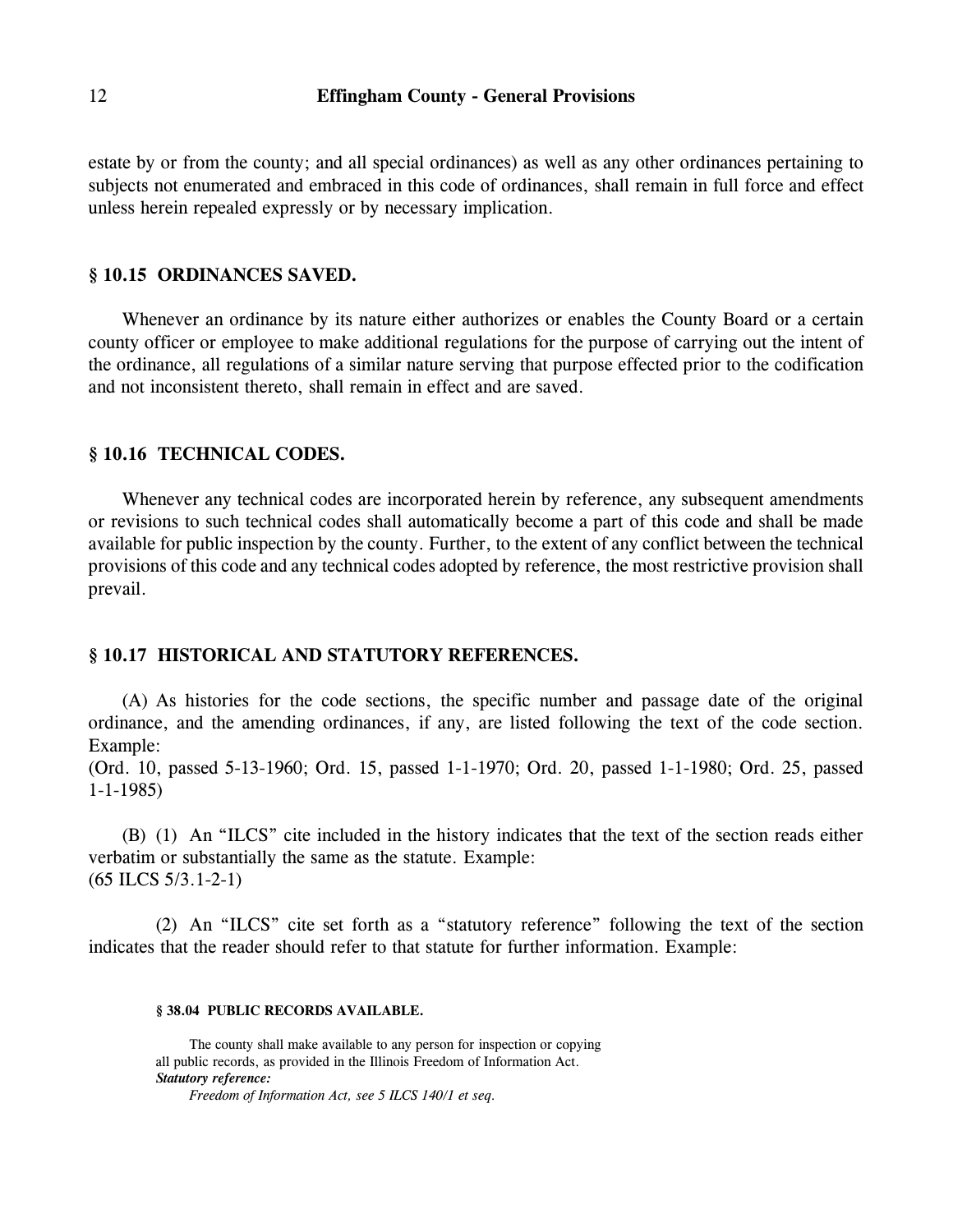estate by or from the county; and all special ordinances) as well as any other ordinances pertaining to subjects not enumerated and embraced in this code of ordinances, shall remain in full force and effect unless herein repealed expressly or by necessary implication.

### § 10.15 ORDINANCES SAVED.

Whenever an ordinance by its nature either authorizes or enables the County Board or a certain county officer or employee to make additional regulations for the purpose of carrying out the intent of the ordinance, all regulations of a similar nature serving that purpose effected prior to the codification and not inconsistent thereto, shall remain in effect and are saved.

### § 10.16 TECHNICAL CODES.

Whenever any technical codes are incorporated herein by reference, any subsequent amendments or revisions to such technical codes shall automatically become a part of this code and shall be made available for public inspection by the county. Further, to the extent of any conflict between the technical provisions of this code and any technical codes adopted by reference, the most restrictive provision shall prevail.

### § 10.17 HISTORICAL AND STATUTORY REFERENCES.

(A) As histories for the code sections, the specific number and passage date of the original ordinance, and the amending ordinances, if any, are listed following the text of the code section. Example:
(Ord. 10, passed 5-13-1960; Ord. 15, passed 1-1-1970; Ord. 20, passed 1-1-1980; Ord. 25, passed 1-1-1985)

(B) (1) An "ILCS" cite included in the history indicates that the text of the section reads either verbatim or substantially the same as the statute. Example:
(65 ILCS 5/3.1-2-1)

(2) An "ILCS" cite set forth as a "statutory reference" following the text of the section indicates that the reader should refer to that statute for further information. Example:

> **§ 38.04 PUBLIC RECORDS AVAILABLE.**
>
> The county shall make available to any person for inspection or copying all public records, as provided in the Illinois Freedom of Information Act.
> ***Statutory reference:***
> *Freedom of Information Act, see 5 ILCS 140/1 et seq.*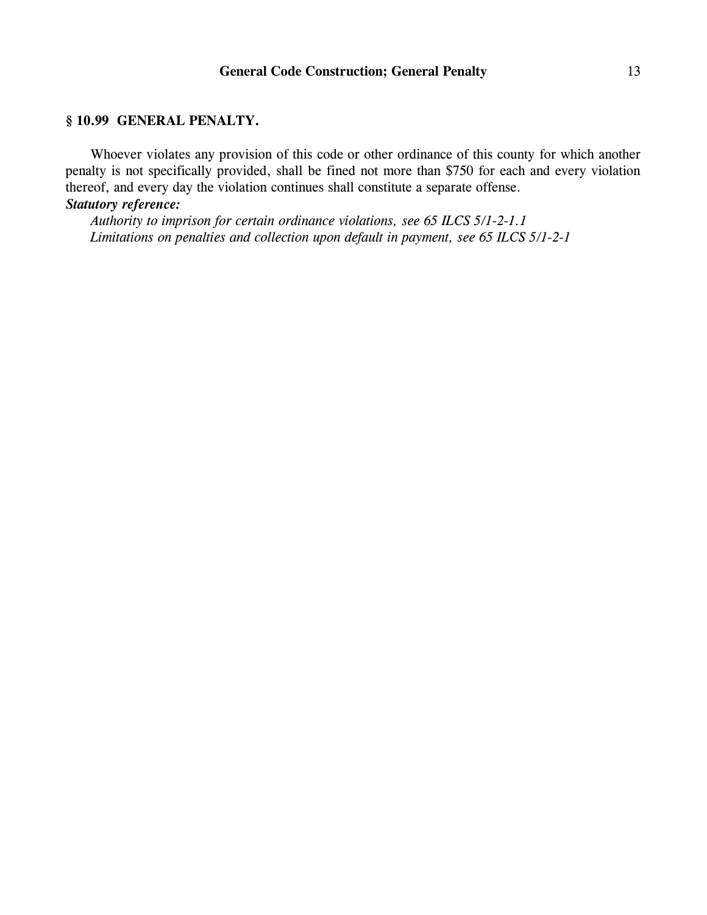## § 10.99 GENERAL PENALTY.

Whoever violates any provision of this code or other ordinance of this county for which another penalty is not specifically provided, shall be fined not more than $750 for each and every violation thereof, and every day the violation continues shall constitute a separate offense.

***Statutory reference:***

*Authority to imprison for certain ordinance violations, see 65 ILCS 5/1-2-1.1*

*Limitations on penalties and collection upon default in payment, see 65 ILCS 5/1-2-1*